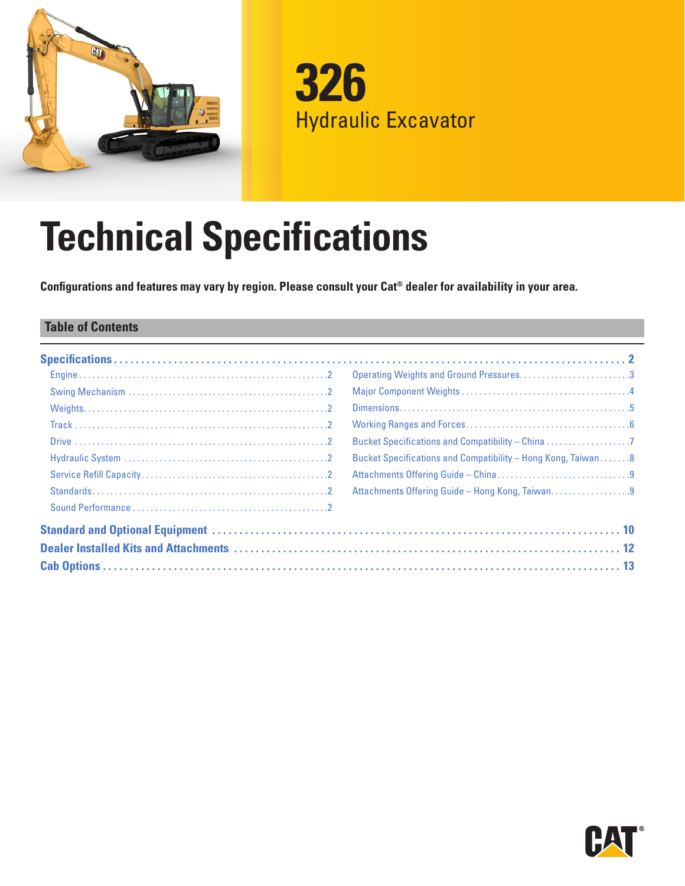# 326

## Hydraulic Excavator

# Technical Specifications

**Configurations and features may vary by region. Please consult your Cat® dealer for availability in your area.**

## Table of Contents

**Specifications** . . . . . 2

- Engine . . . . . 2
- Swing Mechanism . . . . . 2
- Weights . . . . . 2
- Track . . . . . 2
- Drive . . . . . 2
- Hydraulic System . . . . . 2
- Service Refill Capacity . . . . . 2
- Standards . . . . . 2
- Sound Performance . . . . . 2
- Operating Weights and Ground Pressures . . . . . 3
- Major Component Weights . . . . . 4
- Dimensions . . . . . 5
- Working Ranges and Forces . . . . . 6
- Bucket Specifications and Compatibility – China . . . . . 7
- Bucket Specifications and Compatibility – Hong Kong, Taiwan . . . . . 8
- Attachments Offering Guide – China . . . . . 9
- Attachments Offering Guide – Hong Kong, Taiwan . . . . . 9

**Standard and Optional Equipment** . . . . . 10

**Dealer Installed Kits and Attachments** . . . . . 12

**Cab Options** . . . . . 13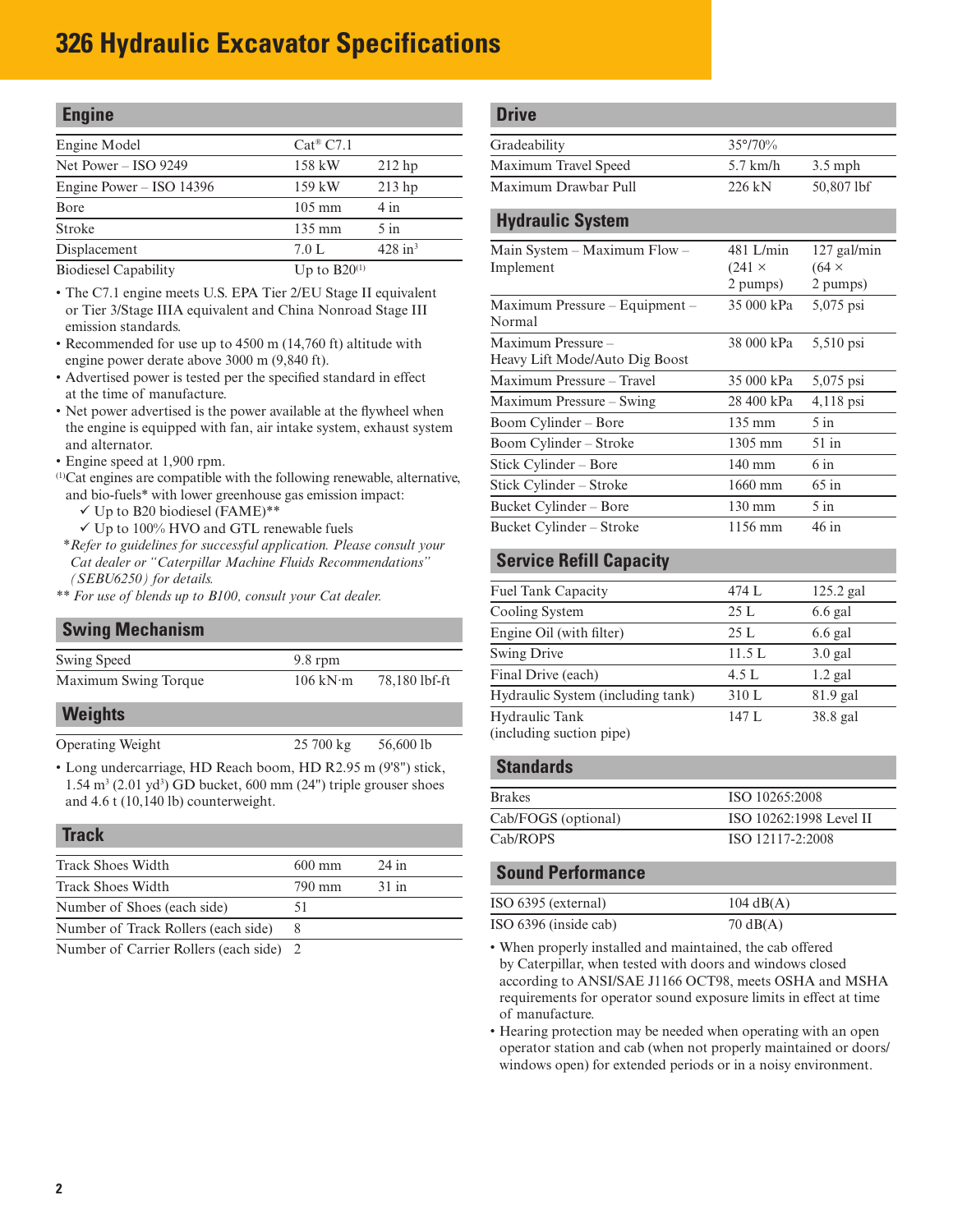# 326 Hydraulic Excavator Specifications

## Engine

| | | |
|---|---|---|
| Engine Model | Cat® C7.1 | |
| Net Power – ISO 9249 | 158 kW | 212 hp |
| Engine Power – ISO 14396 | 159 kW | 213 hp |
| Bore | 105 mm | 4 in |
| Stroke | 135 mm | 5 in |
| Displacement | 7.0 L | 428 in³ |
| Biodiesel Capability | Up to B20[(1)] | |

- The C7.1 engine meets U.S. EPA Tier 2/EU Stage II equivalent or Tier 3/Stage IIIA equivalent and China Nonroad Stage III emission standards.
- Recommended for use up to 4500 m (14,760 ft) altitude with engine power derate above 3000 m (9,840 ft).
- Advertised power is tested per the specified standard in effect at the time of manufacture.
- Net power advertised is the power available at the flywheel when the engine is equipped with fan, air intake system, exhaust system and alternator.
- Engine speed at 1,900 rpm.

[(1)]Cat engines are compatible with the following renewable, alternative, and bio-fuels* with lower greenhouse gas emission impact:
- ✓ Up to B20 biodiesel (FAME)**
- ✓ Up to 100% HVO and GTL renewable fuels

*\*Refer to guidelines for successful application. Please consult your Cat dealer or "Caterpillar Machine Fluids Recommendations" (SEBU6250) for details.*

*\*\* For use of blends up to B100, consult your Cat dealer.*

## Swing Mechanism

| | | |
|---|---|---|
| Swing Speed | 9.8 rpm | |
| Maximum Swing Torque | 106 kN·m | 78,180 lbf-ft |

## Weights

| | | |
|---|---|---|
| Operating Weight | 25 700 kg | 56,600 lb |

- Long undercarriage, HD Reach boom, HD R2.95 m (9'8") stick, 1.54 m³ (2.01 yd³) GD bucket, 600 mm (24") triple grouser shoes and 4.6 t (10,140 lb) counterweight.

## Track

| | | |
|---|---|---|
| Track Shoes Width | 600 mm | 24 in |
| Track Shoes Width | 790 mm | 31 in |
| Number of Shoes (each side) | 51 | |
| Number of Track Rollers (each side) | 8 | |
| Number of Carrier Rollers (each side) | 2 | |

## Drive

| | | |
|---|---|---|
| Gradeability | 35°/70% | |
| Maximum Travel Speed | 5.7 km/h | 3.5 mph |
| Maximum Drawbar Pull | 226 kN | 50,807 lbf |

## Hydraulic System

| | | |
|---|---|---|
| Main System – Maximum Flow – Implement | 481 L/min (241 × 2 pumps) | 127 gal/min (64 × 2 pumps) |
| Maximum Pressure – Equipment – Normal | 35 000 kPa | 5,075 psi |
| Maximum Pressure – Heavy Lift Mode/Auto Dig Boost | 38 000 kPa | 5,510 psi |
| Maximum Pressure – Travel | 35 000 kPa | 5,075 psi |
| Maximum Pressure – Swing | 28 400 kPa | 4,118 psi |
| Boom Cylinder – Bore | 135 mm | 5 in |
| Boom Cylinder – Stroke | 1305 mm | 51 in |
| Stick Cylinder – Bore | 140 mm | 6 in |
| Stick Cylinder – Stroke | 1660 mm | 65 in |
| Bucket Cylinder – Bore | 130 mm | 5 in |
| Bucket Cylinder – Stroke | 1156 mm | 46 in |

## Service Refill Capacity

| | | |
|---|---|---|
| Fuel Tank Capacity | 474 L | 125.2 gal |
| Cooling System | 25 L | 6.6 gal |
| Engine Oil (with filter) | 25 L | 6.6 gal |
| Swing Drive | 11.5 L | 3.0 gal |
| Final Drive (each) | 4.5 L | 1.2 gal |
| Hydraulic System (including tank) | 310 L | 81.9 gal |
| Hydraulic Tank (including suction pipe) | 147 L | 38.8 gal |

## Standards

| | |
|---|---|
| Brakes | ISO 10265:2008 |
| Cab/FOGS (optional) | ISO 10262:1998 Level II |
| Cab/ROPS | ISO 12117-2:2008 |

## Sound Performance

| | |
|---|---|
| ISO 6395 (external) | 104 dB(A) |
| ISO 6396 (inside cab) | 70 dB(A) |

- When properly installed and maintained, the cab offered by Caterpillar, when tested with doors and windows closed according to ANSI/SAE J1166 OCT98, meets OSHA and MSHA requirements for operator sound exposure limits in effect at time of manufacture.
- Hearing protection may be needed when operating with an open operator station and cab (when not properly maintained or doors/windows open) for extended periods or in a noisy environment.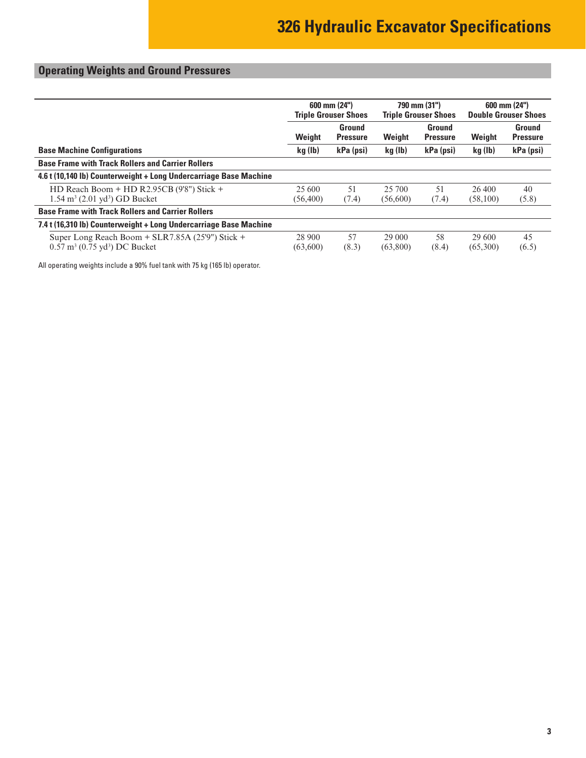# 326 Hydraulic Excavator Specifications

## Operating Weights and Ground Pressures

| | 600 mm (24") Triple Grouser Shoes | | 790 mm (31") Triple Grouser Shoes | | 600 mm (24") Double Grouser Shoes | |
|---|---|---|---|---|---|---|
| | Weight | Ground Pressure | Weight | Ground Pressure | Weight | Ground Pressure |
| **Base Machine Configurations** | kg (lb) | kPa (psi) | kg (lb) | kPa (psi) | kg (lb) | kPa (psi) |
| **Base Frame with Track Rollers and Carrier Rollers** | | | | | | |
| **4.6 t (10,140 lb) Counterweight + Long Undercarriage Base Machine** | | | | | | |
| HD Reach Boom + HD R2.95CB (9'8") Stick + 1.54 $m^3$ (2.01 $yd^3$) GD Bucket | 25 600 (56,400) | 51 (7.4) | 25 700 (56,600) | 51 (7.4) | 26 400 (58,100) | 40 (5.8) |
| **Base Frame with Track Rollers and Carrier Rollers** | | | | | | |
| **7.4 t (16,310 lb) Counterweight + Long Undercarriage Base Machine** | | | | | | |
| Super Long Reach Boom + SLR7.85A (25'9") Stick + 0.57 $m^3$ (0.75 $yd^3$) DC Bucket | 28 900 (63,600) | 57 (8.3) | 29 000 (63,800) | 58 (8.4) | 29 600 (65,300) | 45 (6.5) |

All operating weights include a 90% fuel tank with 75 kg (165 lb) operator.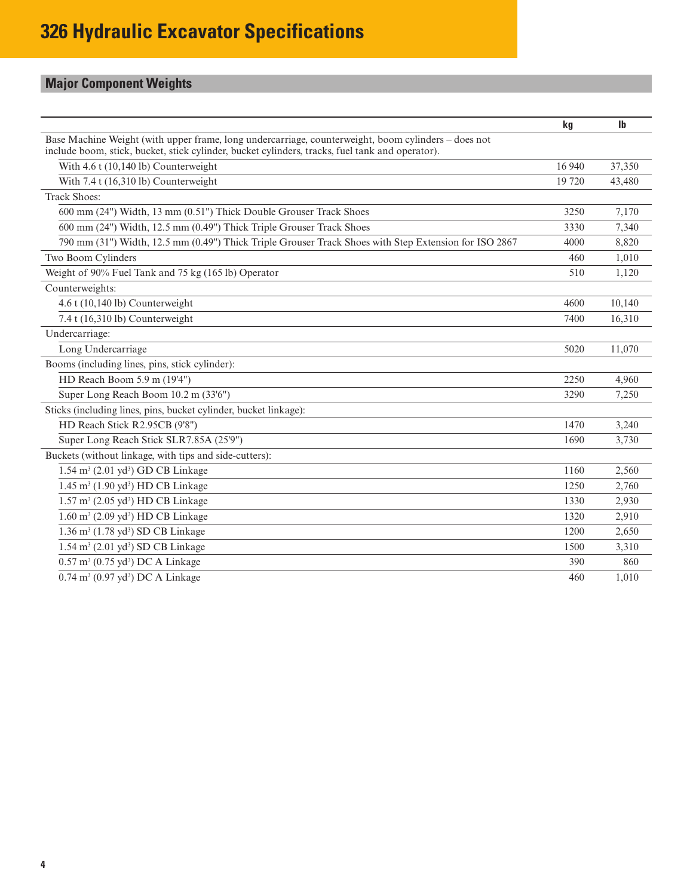# 326 Hydraulic Excavator Specifications

## Major Component Weights

| | kg | lb |
|---|---|---|
| Base Machine Weight (with upper frame, long undercarriage, counterweight, boom cylinders – does not include boom, stick, bucket, stick cylinder, bucket cylinders, tracks, fuel tank and operator). | | |
| With 4.6 t (10,140 lb) Counterweight | 16 940 | 37,350 |
| With 7.4 t (16,310 lb) Counterweight | 19 720 | 43,480 |
| Track Shoes: | | |
| 600 mm (24") Width, 13 mm (0.51") Thick Double Grouser Track Shoes | 3250 | 7,170 |
| 600 mm (24") Width, 12.5 mm (0.49") Thick Triple Grouser Track Shoes | 3330 | 7,340 |
| 790 mm (31") Width, 12.5 mm (0.49") Thick Triple Grouser Track Shoes with Step Extension for ISO 2867 | 4000 | 8,820 |
| Two Boom Cylinders | 460 | 1,010 |
| Weight of 90% Fuel Tank and 75 kg (165 lb) Operator | 510 | 1,120 |
| Counterweights: | | |
| 4.6 t (10,140 lb) Counterweight | 4600 | 10,140 |
| 7.4 t (16,310 lb) Counterweight | 7400 | 16,310 |
| Undercarriage: | | |
| Long Undercarriage | 5020 | 11,070 |
| Booms (including lines, pins, stick cylinder): | | |
| HD Reach Boom 5.9 m (19'4") | 2250 | 4,960 |
| Super Long Reach Boom 10.2 m (33'6") | 3290 | 7,250 |
| Sticks (including lines, pins, bucket cylinder, bucket linkage): | | |
| HD Reach Stick R2.95CB (9'8") | 1470 | 3,240 |
| Super Long Reach Stick SLR7.85A (25'9") | 1690 | 3,730 |
| Buckets (without linkage, with tips and side-cutters): | | |
| 1.54 $m^3$ (2.01 $yd^3$) GD CB Linkage | 1160 | 2,560 |
| 1.45 $m^3$ (1.90 $yd^3$) HD CB Linkage | 1250 | 2,760 |
| 1.57 $m^3$ (2.05 $yd^3$) HD CB Linkage | 1330 | 2,930 |
| 1.60 $m^3$ (2.09 $yd^3$) HD CB Linkage | 1320 | 2,910 |
| 1.36 $m^3$ (1.78 $yd^3$) SD CB Linkage | 1200 | 2,650 |
| 1.54 $m^3$ (2.01 $yd^3$) SD CB Linkage | 1500 | 3,310 |
| 0.57 $m^3$ (0.75 $yd^3$) DC A Linkage | 390 | 860 |
| 0.74 $m^3$ (0.97 $yd^3$) DC A Linkage | 460 | 1,010 |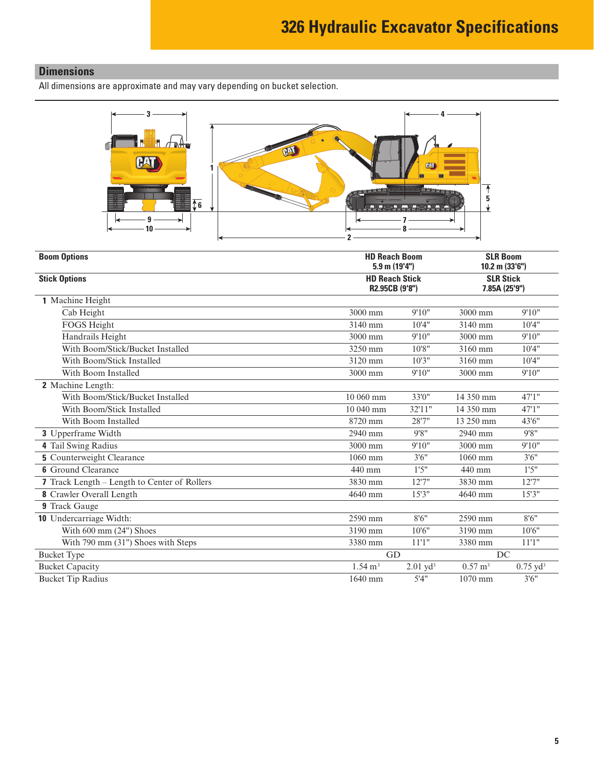# 326 Hydraulic Excavator Specifications

## Dimensions

All dimensions are approximate and may vary depending on bucket selection.

| **Boom Options** | **HD Reach Boom 5.9 m (19'4")** | | **SLR Boom 10.2 m (33'6")** | |
|---|---|---|---|---|
| **Stick Options** | **HD Reach Stick R2.95CB (9'8")** | | **SLR Stick 7.85A (25'9")** | |
| **1** Machine Height | | | | |
| Cab Height | 3000 mm | 9'10" | 3000 mm | 9'10" |
| FOGS Height | 3140 mm | 10'4" | 3140 mm | 10'4" |
| Handrails Height | 3000 mm | 9'10" | 3000 mm | 9'10" |
| With Boom/Stick/Bucket Installed | 3250 mm | 10'8" | 3160 mm | 10'4" |
| With Boom/Stick Installed | 3120 mm | 10'3" | 3160 mm | 10'4" |
| With Boom Installed | 3000 mm | 9'10" | 3000 mm | 9'10" |
| **2** Machine Length: | | | | |
| With Boom/Stick/Bucket Installed | 10 060 mm | 33'0" | 14 350 mm | 47'1" |
| With Boom/Stick Installed | 10 040 mm | 32'11" | 14 350 mm | 47'1" |
| With Boom Installed | 8720 mm | 28'7" | 13 250 mm | 43'6" |
| **3** Upperframe Width | 2940 mm | 9'8" | 2940 mm | 9'8" |
| **4** Tail Swing Radius | 3000 mm | 9'10" | 3000 mm | 9'10" |
| **5** Counterweight Clearance | 1060 mm | 3'6" | 1060 mm | 3'6" |
| **6** Ground Clearance | 440 mm | 1'5" | 440 mm | 1'5" |
| **7** Track Length – Length to Center of Rollers | 3830 mm | 12'7" | 3830 mm | 12'7" |
| **8** Crawler Overall Length | 4640 mm | 15'3" | 4640 mm | 15'3" |
| **9** Track Gauge | | | | |
| **10** Undercarriage Width: | 2590 mm | 8'6" | 2590 mm | 8'6" |
| With 600 mm (24") Shoes | 3190 mm | 10'6" | 3190 mm | 10'6" |
| With 790 mm (31") Shoes with Steps | 3380 mm | 11'1" | 3380 mm | 11'1" |
| Bucket Type | GD | | DC | |
| Bucket Capacity | 1.54 $m^3$ | 2.01 $yd^3$ | 0.57 $m^3$ | 0.75 $yd^3$ |
| Bucket Tip Radius | 1640 mm | 5'4" | 1070 mm | 3'6" |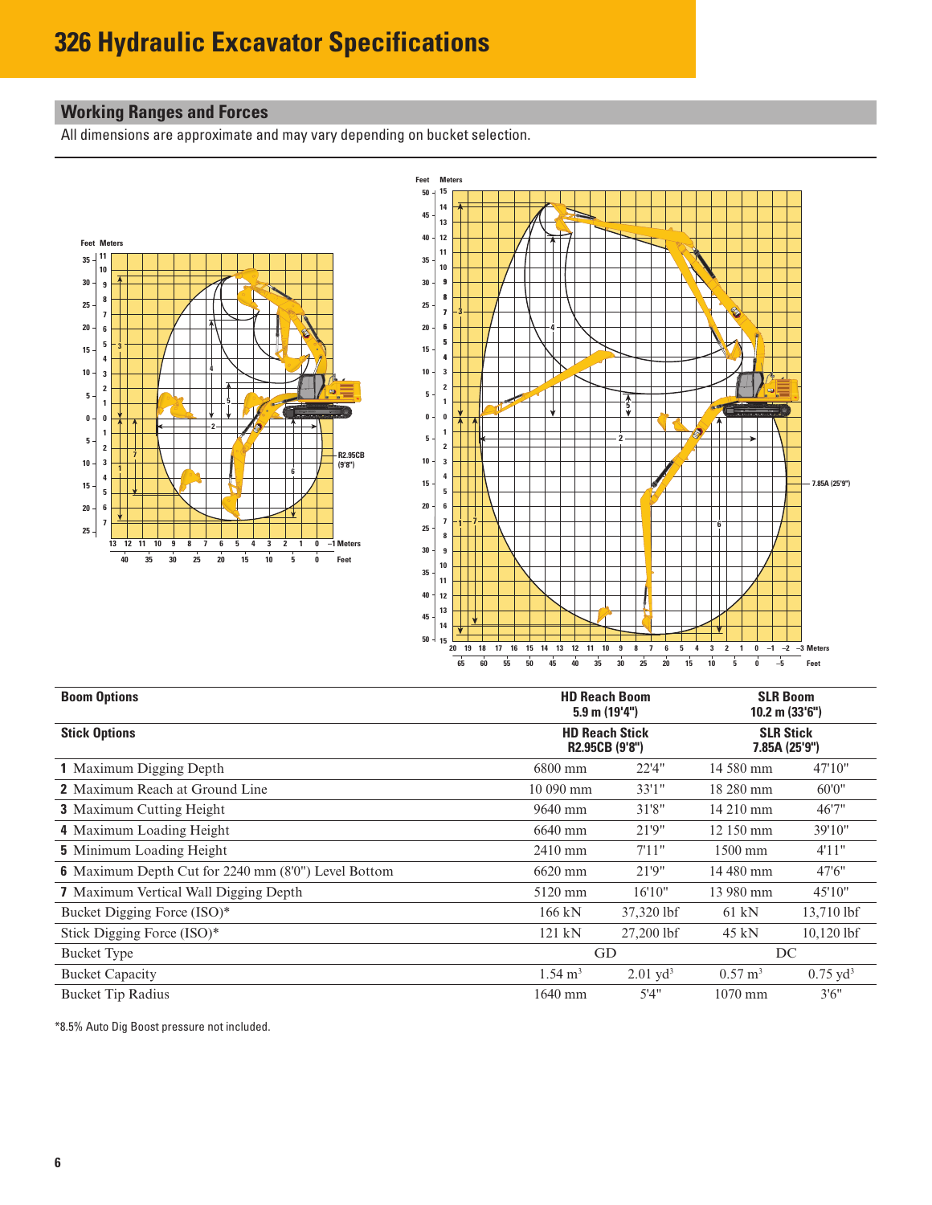# 326 Hydraulic Excavator Specifications

## Working Ranges and Forces

All dimensions are approximate and may vary depending on bucket selection.

| Boom Options | HD Reach Boom 5.9 m (19'4") | | SLR Boom 10.2 m (33'6") | |
|---|---|---|---|---|
| **Stick Options** | **HD Reach Stick R2.95CB (9'8")** | | **SLR Stick 7.85A (25'9")** | |
| **1** Maximum Digging Depth | 6800 mm | 22'4" | 14 580 mm | 47'10" |
| **2** Maximum Reach at Ground Line | 10 090 mm | 33'1" | 18 280 mm | 60'0" |
| **3** Maximum Cutting Height | 9640 mm | 31'8" | 14 210 mm | 46'7" |
| **4** Maximum Loading Height | 6640 mm | 21'9" | 12 150 mm | 39'10" |
| **5** Minimum Loading Height | 2410 mm | 7'11" | 1500 mm | 4'11" |
| **6** Maximum Depth Cut for 2240 mm (8'0") Level Bottom | 6620 mm | 21'9" | 14 480 mm | 47'6" |
| **7** Maximum Vertical Wall Digging Depth | 5120 mm | 16'10" | 13 980 mm | 45'10" |
| Bucket Digging Force (ISO)* | 166 kN | 37,320 lbf | 61 kN | 13,710 lbf |
| Stick Digging Force (ISO)* | 121 kN | 27,200 lbf | 45 kN | 10,120 lbf |
| Bucket Type | GD | | DC | |
| Bucket Capacity | 1.54 $m^3$ | 2.01 $yd^3$ | 0.57 $m^3$ | 0.75 $yd^3$ |
| Bucket Tip Radius | 1640 mm | 5'4" | 1070 mm | 3'6" |

*8.5% Auto Dig Boost pressure not included.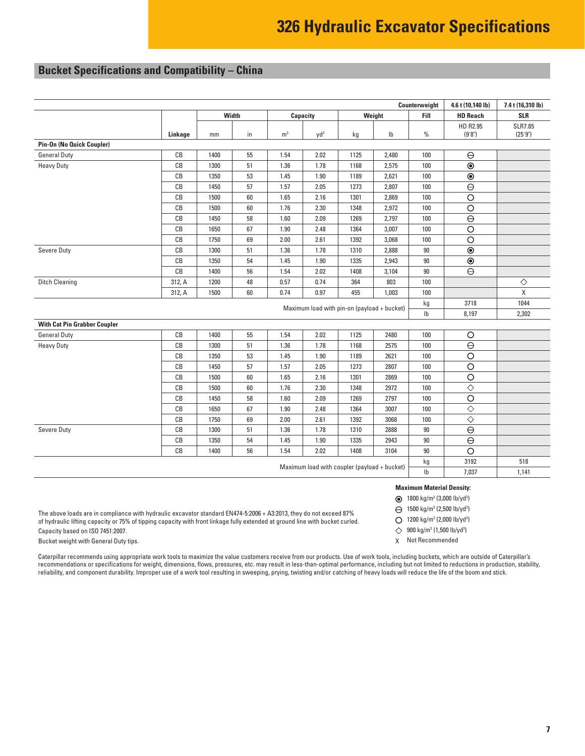# 326 Hydraulic Excavator Specifications

## Bucket Specifications and Compatibility – China

| | | Width | | Capacity | | Weight | | Counterweight Fill | 4.6 t (10,140 lb) HD Reach | 7.4 t (16,310 lb) SLR |
|---|---|---|---|---|---|---|---|---|---|---|
| | Linkage | mm | in | $m^3$ | $yd^3$ | kg | lb | % | HD R2.95 (9'8") | SLR7.85 (25'9") |
| **Pin-On (No Quick Coupler)** | | | | | | | | | | |
| General Duty | CB | 1400 | 55 | 1.54 | 2.02 | 1125 | 2,480 | 100 | ⊖ | |
| Heavy Duty | CB | 1300 | 51 | 1.36 | 1.78 | 1168 | 2,575 | 100 | ⦿ | |
| | CB | 1350 | 53 | 1.45 | 1.90 | 1189 | 2,621 | 100 | ⦿ | |
| | CB | 1450 | 57 | 1.57 | 2.05 | 1273 | 2,807 | 100 | ⊖ | |
| | CB | 1500 | 60 | 1.65 | 2.16 | 1301 | 2,869 | 100 | ○ | |
| | CB | 1500 | 60 | 1.76 | 2.30 | 1348 | 2,972 | 100 | ○ | |
| | CB | 1450 | 58 | 1.60 | 2.09 | 1269 | 2,797 | 100 | ⊖ | |
| | CB | 1650 | 67 | 1.90 | 2.48 | 1364 | 3,007 | 100 | ○ | |
| | CB | 1750 | 69 | 2.00 | 2.61 | 1392 | 3,068 | 100 | ○ | |
| Severe Duty | CB | 1300 | 51 | 1.36 | 1.78 | 1310 | 2,888 | 90 | ⦿ | |
| | CB | 1350 | 54 | 1.45 | 1.90 | 1335 | 2,943 | 90 | ⦿ | |
| | CB | 1400 | 56 | 1.54 | 2.02 | 1408 | 3,104 | 90 | ⊖ | |
| Ditch Cleaning | 312, A | 1200 | 48 | 0.57 | 0.74 | 364 | 803 | 100 | | ◇ |
| | 312, A | 1500 | 60 | 0.74 | 0.97 | 455 | 1,003 | 100 | | X |
| Maximum load with pin-on (payload + bucket) | | | | | | | | kg | 3718 | 1044 |
| | | | | | | | | lb | 8,197 | 2,302 |
| **With Cat Pin Grabber Coupler** | | | | | | | | | | |
| General Duty | CB | 1400 | 55 | 1.54 | 2.02 | 1125 | 2480 | 100 | ○ | |
| Heavy Duty | CB | 1300 | 51 | 1.36 | 1.78 | 1168 | 2575 | 100 | ⊖ | |
| | CB | 1350 | 53 | 1.45 | 1.90 | 1189 | 2621 | 100 | ○ | |
| | CB | 1450 | 57 | 1.57 | 2.05 | 1273 | 2807 | 100 | ○ | |
| | CB | 1500 | 60 | 1.65 | 2.16 | 1301 | 2869 | 100 | ○ | |
| | CB | 1500 | 60 | 1.76 | 2.30 | 1348 | 2972 | 100 | ◇ | |
| | CB | 1450 | 58 | 1.60 | 2.09 | 1269 | 2797 | 100 | ○ | |
| | CB | 1650 | 67 | 1.90 | 2.48 | 1364 | 3007 | 100 | ◇ | |
| | CB | 1750 | 69 | 2.00 | 2.61 | 1392 | 3068 | 100 | ◇ | |
| Severe Duty | CB | 1300 | 51 | 1.36 | 1.78 | 1310 | 2888 | 90 | ⊖ | |
| | CB | 1350 | 54 | 1.45 | 1.90 | 1335 | 2943 | 90 | ⊖ | |
| | CB | 1400 | 56 | 1.54 | 2.02 | 1408 | 3104 | 90 | ○ | |
| Maximum load with coupler (payload + bucket) | | | | | | | | kg | 3192 | 518 |
| | | | | | | | | lb | 7,037 | 1,141 |

**Maximum Material Density:**

- ⦿ 1800 kg/$m^3$ (3,000 lb/$yd^3$)
- ⊖ 1500 kg/$m^3$ (2,500 lb/$yd^3$)
- ○ 1200 kg/$m^3$ (2,000 lb/$yd^3$)
- ◇ 900 kg/$m^3$ (1,500 lb/$yd^3$)
- X Not Recommended

The above loads are in compliance with hydraulic excavator standard EN474-5:2006 + A3:2013, they do not exceed 87% of hydraulic lifting capacity or 75% of tipping capacity with front linkage fully extended at ground line with bucket curled.

Capacity based on ISO 7451:2007.

Bucket weight with General Duty tips.

Caterpillar recommends using appropriate work tools to maximize the value customers receive from our products. Use of work tools, including buckets, which are outside of Caterpillar's recommendations or specifications for weight, dimensions, flows, pressures, etc. may result in less-than-optimal performance, including but not limited to reductions in production, stability, reliability, and component durability. Improper use of a work tool resulting in sweeping, prying, twisting and/or catching of heavy loads will reduce the life of the boom and stick.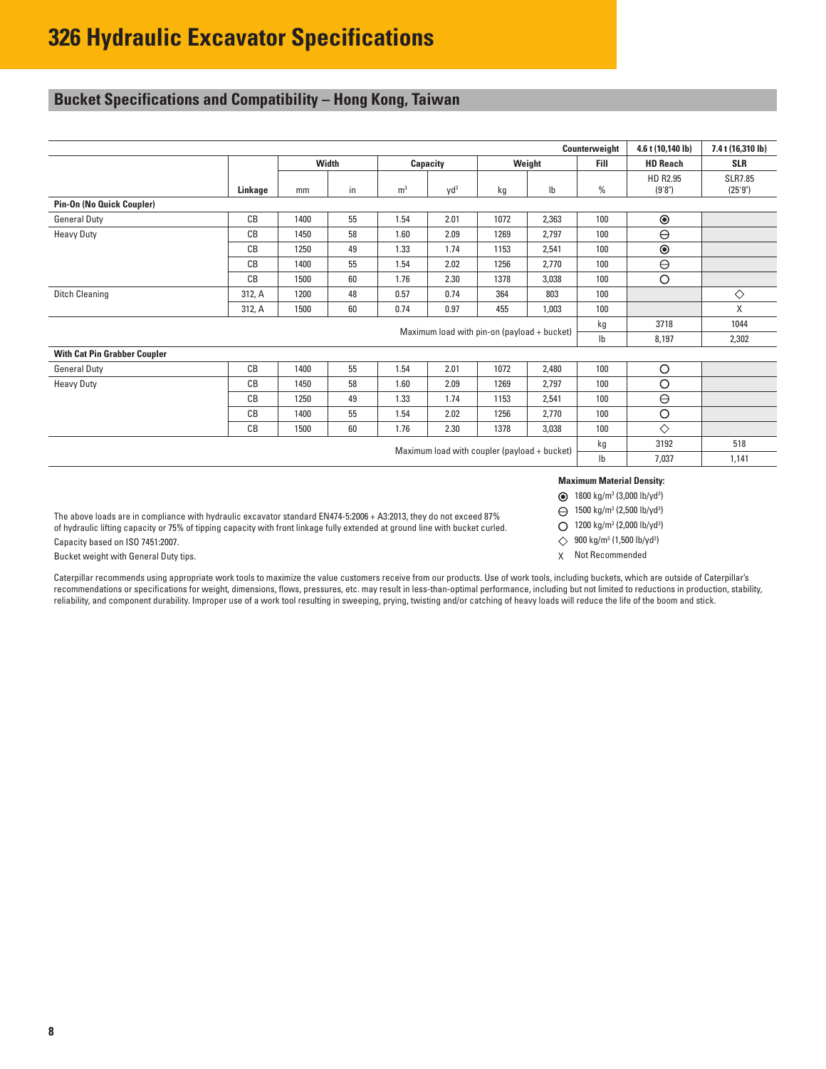# 326 Hydraulic Excavator Specifications

## Bucket Specifications and Compatibility – Hong Kong, Taiwan

| | | | | | | | | Counterweight | 4.6 t (10,140 lb) | 7.4 t (16,310 lb) |
|---|---|---|---|---|---|---|---|---|---|---|
| | | Width | | Capacity | | Weight | | Fill | HD Reach | SLR |
| | Linkage | mm | in | m³ | yd³ | kg | lb | % | HD R2.95 (9'8") | SLR7.85 (25'9") |
| **Pin-On (No Quick Coupler)** | | | | | | | | | | |
| General Duty | CB | 1400 | 55 | 1.54 | 2.01 | 1072 | 2,363 | 100 | ⦿ | |
| Heavy Duty | CB | 1450 | 58 | 1.60 | 2.09 | 1269 | 2,797 | 100 | ⊖ | |
| | CB | 1250 | 49 | 1.33 | 1.74 | 1153 | 2,541 | 100 | ⦿ | |
| | CB | 1400 | 55 | 1.54 | 2.02 | 1256 | 2,770 | 100 | ⊖ | |
| | CB | 1500 | 60 | 1.76 | 2.30 | 1378 | 3,038 | 100 | ○ | |
| Ditch Cleaning | 312, A | 1200 | 48 | 0.57 | 0.74 | 364 | 803 | 100 | | ◇ |
| | 312, A | 1500 | 60 | 0.74 | 0.97 | 455 | 1,003 | 100 | | X |
| Maximum load with pin-on (payload + bucket) | | | | | | | | kg | 3718 | 1044 |
| | | | | | | | | lb | 8,197 | 2,302 |
| **With Cat Pin Grabber Coupler** | | | | | | | | | | |
| General Duty | CB | 1400 | 55 | 1.54 | 2.01 | 1072 | 2,480 | 100 | ○ | |
| Heavy Duty | CB | 1450 | 58 | 1.60 | 2.09 | 1269 | 2,797 | 100 | ○ | |
| | CB | 1250 | 49 | 1.33 | 1.74 | 1153 | 2,541 | 100 | ⊖ | |
| | CB | 1400 | 55 | 1.54 | 2.02 | 1256 | 2,770 | 100 | ○ | |
| | CB | 1500 | 60 | 1.76 | 2.30 | 1378 | 3,038 | 100 | ◇ | |
| Maximum load with coupler (payload + bucket) | | | | | | | | kg | 3192 | 518 |
| | | | | | | | | lb | 7,037 | 1,141 |

**Maximum Material Density:**

- ⦿ 1800 kg/m³ (3,000 lb/yd³)
- ⊖ 1500 kg/m³ (2,500 lb/yd³)
- ○ 1200 kg/m³ (2,000 lb/yd³)
- ◇ 900 kg/m³ (1,500 lb/yd³)
- X Not Recommended

The above loads are in compliance with hydraulic excavator standard EN474-5:2006 + A3:2013, they do not exceed 87% of hydraulic lifting capacity or 75% of tipping capacity with front linkage fully extended at ground line with bucket curled.

Capacity based on ISO 7451:2007.

Bucket weight with General Duty tips.

Caterpillar recommends using appropriate work tools to maximize the value customers receive from our products. Use of work tools, including buckets, which are outside of Caterpillar's recommendations or specifications for weight, dimensions, flows, pressures, etc. may result in less-than-optimal performance, including but not limited to reductions in production, stability, reliability, and component durability. Improper use of a work tool resulting in sweeping, prying, twisting and/or catching of heavy loads will reduce the life of the boom and stick.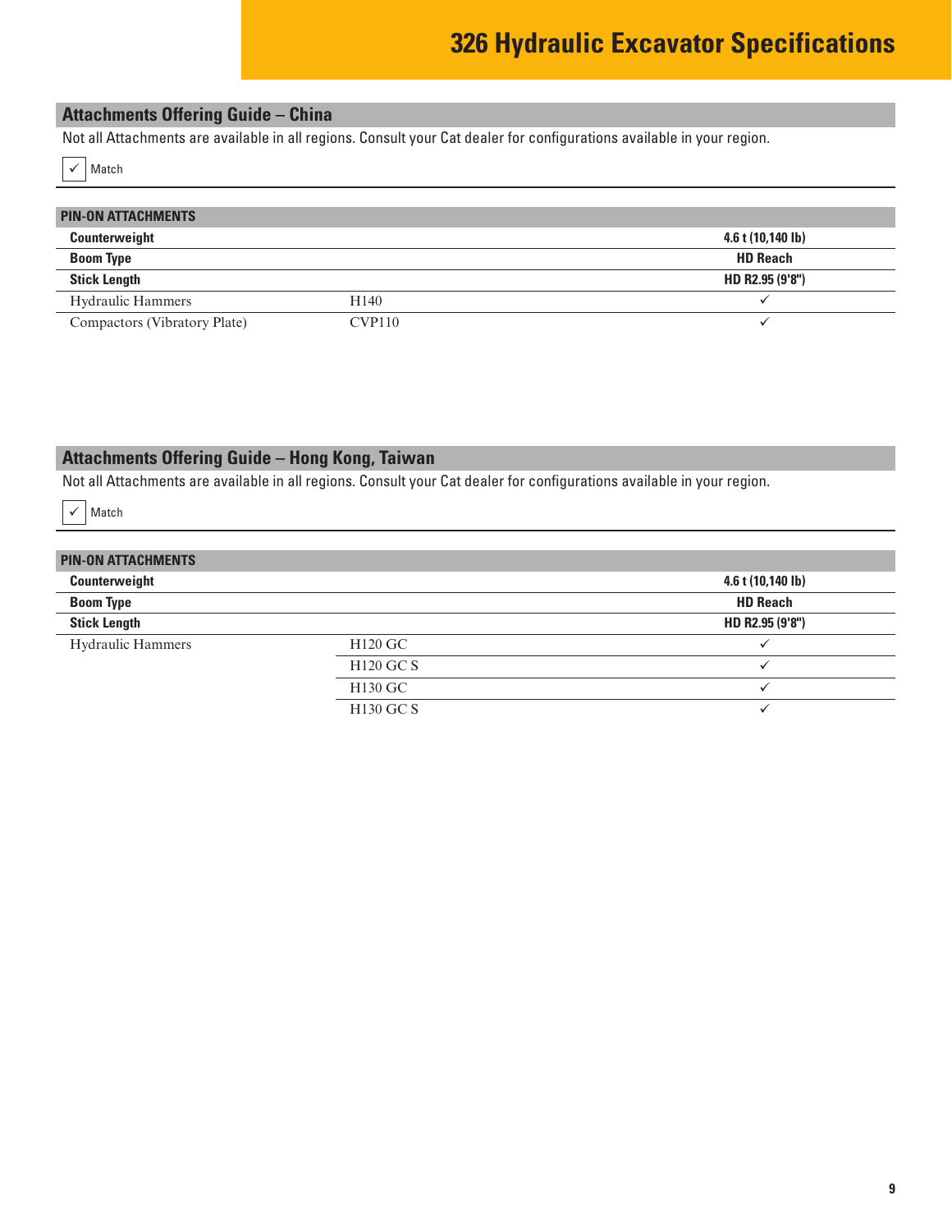# 326 Hydraulic Excavator Specifications

## Attachments Offering Guide – China

Not all Attachments are available in all regions. Consult your Cat dealer for configurations available in your region.

✓ Match

| PIN-ON ATTACHMENTS | | |
|---|---|---|
| **Counterweight** | | **4.6 t (10,140 lb)** |
| **Boom Type** | | **HD Reach** |
| **Stick Length** | | **HD R2.95 (9'8")** |
| Hydraulic Hammers | H140 | ✓ |
| Compactors (Vibratory Plate) | CVP110 | ✓ |

## Attachments Offering Guide – Hong Kong, Taiwan

Not all Attachments are available in all regions. Consult your Cat dealer for configurations available in your region.

✓ Match

| PIN-ON ATTACHMENTS | | |
|---|---|---|
| **Counterweight** | | **4.6 t (10,140 lb)** |
| **Boom Type** | | **HD Reach** |
| **Stick Length** | | **HD R2.95 (9'8")** |
| Hydraulic Hammers | H120 GC | ✓ |
| | H120 GC S | ✓ |
| | H130 GC | ✓ |
| | H130 GC S | ✓ |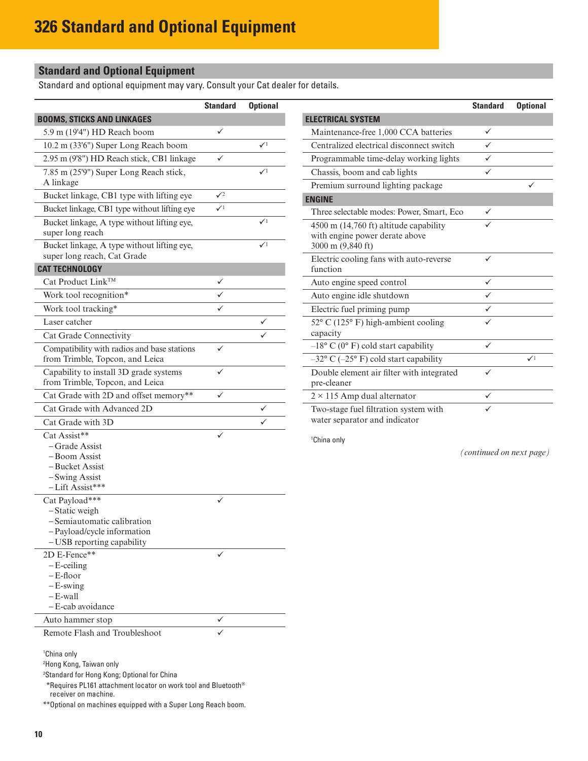# 326 Standard and Optional Equipment

## Standard and Optional Equipment

Standard and optional equipment may vary. Consult your Cat dealer for details.

| | Standard | Optional |
|---|---|---|
| **BOOMS, STICKS AND LINKAGES** | | |
| 5.9 m (19'4") HD Reach boom | ✓ | |
| 10.2 m (33'6") Super Long Reach boom | | ✓[1] |
| 2.95 m (9'8") HD Reach stick, CB1 linkage | ✓ | |
| 7.85 m (25'9") Super Long Reach stick, A linkage | | ✓[1] |
| Bucket linkage, CB1 type with lifting eye | ✓[2] | |
| Bucket linkage, CB1 type without lifting eye | ✓[1] | |
| Bucket linkage, A type without lifting eye, super long reach | | ✓[1] |
| Bucket linkage, A type without lifting eye, super long reach, Cat Grade | | ✓[1] |
| **CAT TECHNOLOGY** | | |
| Cat Product Link™ | ✓ | |
| Work tool recognition* | ✓ | |
| Work tool tracking* | ✓ | |
| Laser catcher | | ✓ |
| Cat Grade Connectivity | | ✓ |
| Compatibility with radios and base stations from Trimble, Topcon, and Leica | ✓ | |
| Capability to install 3D grade systems from Trimble, Topcon, and Leica | ✓ | |
| Cat Grade with 2D and offset memory** | ✓ | |
| Cat Grade with Advanced 2D | | ✓ |
| Cat Grade with 3D | | ✓ |
| Cat Assist** <br>– Grade Assist <br>– Boom Assist <br>– Bucket Assist <br>– Swing Assist <br>– Lift Assist*** | ✓ | |
| Cat Payload*** <br>– Static weigh <br>– Semiautomatic calibration <br>– Payload/cycle information <br>– USB reporting capability | ✓ | |
| 2D E-Fence** <br>– E-ceiling <br>– E-floor <br>– E-swing <br>– E-wall <br>– E-cab avoidance | ✓ | |
| Auto hammer stop | ✓ | |
| Remote Flash and Troubleshoot | ✓ | |

[1]China only
[2]Hong Kong, Taiwan only
[3]Standard for Hong Kong; Optional for China
*Requires PL161 attachment locator on work tool and Bluetooth® receiver on machine.
**Optional on machines equipped with a Super Long Reach boom.

| | Standard | Optional |
|---|---|---|
| **ELECTRICAL SYSTEM** | | |
| Maintenance-free 1,000 CCA batteries | ✓ | |
| Centralized electrical disconnect switch | ✓ | |
| Programmable time-delay working lights | ✓ | |
| Chassis, boom and cab lights | ✓ | |
| Premium surround lighting package | | ✓ |
| **ENGINE** | | |
| Three selectable modes: Power, Smart, Eco | ✓ | |
| 4500 m (14,760 ft) altitude capability with engine power derate above 3000 m (9,840 ft) | ✓ | |
| Electric cooling fans with auto-reverse function | ✓ | |
| Auto engine speed control | ✓ | |
| Auto engine idle shutdown | ✓ | |
| Electric fuel priming pump | ✓ | |
| 52° C (125° F) high-ambient cooling capacity | ✓ | |
| –18° C (0° F) cold start capability | ✓ | |
| –32° C (–25° F) cold start capability | | ✓[1] |
| Double element air filter with integrated pre-cleaner | ✓ | |
| 2 × 115 Amp dual alternator | ✓ | |
| Two-stage fuel filtration system with water separator and indicator | ✓ | |

[1]China only

*(continued on next page)*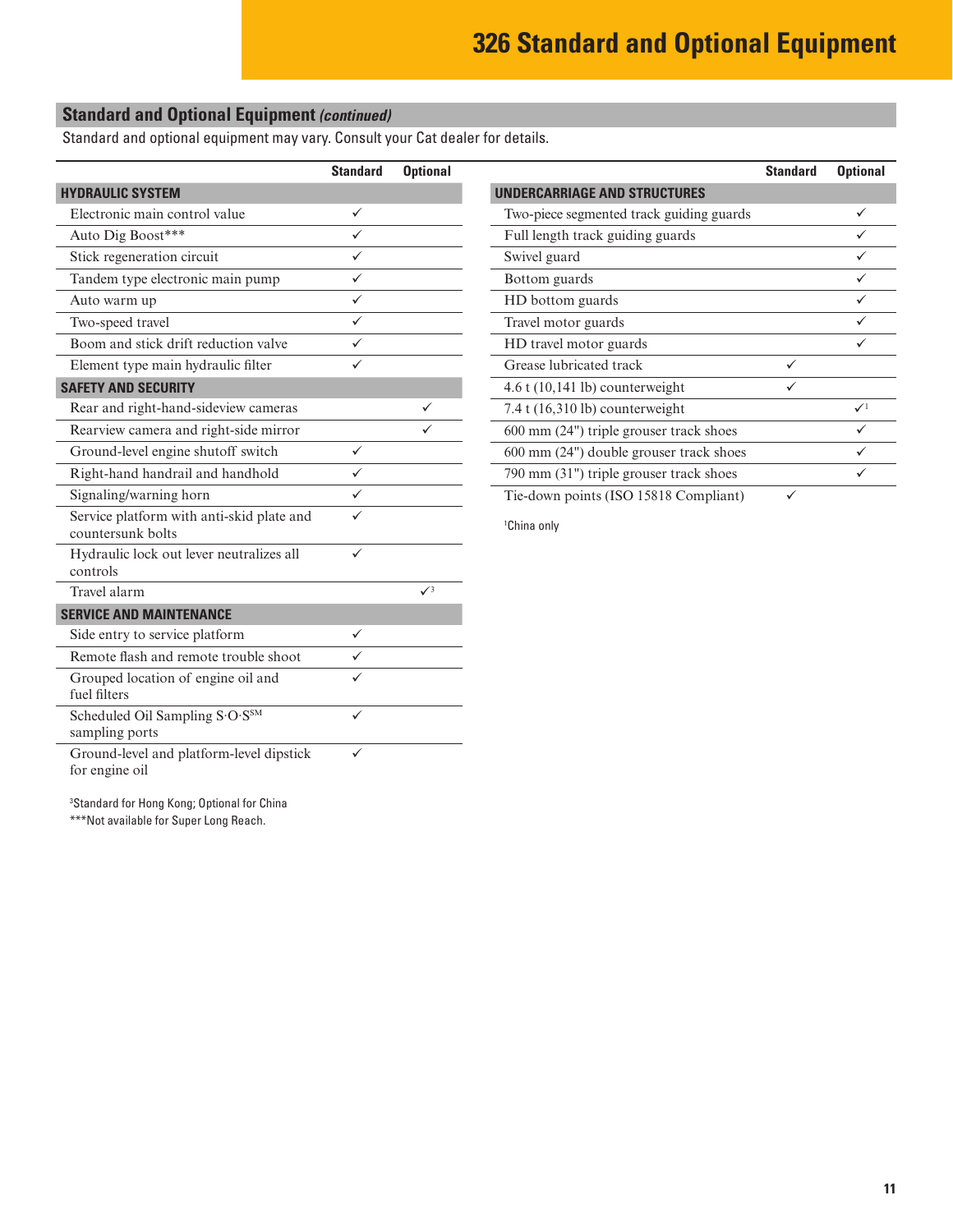# 326 Standard and Optional Equipment

## Standard and Optional Equipment *(continued)*

Standard and optional equipment may vary. Consult your Cat dealer for details.

| | Standard | Optional |
|---|---|---|
| **HYDRAULIC SYSTEM** | | |
| Electronic main control value | ✓ | |
| Auto Dig Boost*** | ✓ | |
| Stick regeneration circuit | ✓ | |
| Tandem type electronic main pump | ✓ | |
| Auto warm up | ✓ | |
| Two-speed travel | ✓ | |
| Boom and stick drift reduction valve | ✓ | |
| Element type main hydraulic filter | ✓ | |
| **SAFETY AND SECURITY** | | |
| Rear and right-hand-sideview cameras | | ✓ |
| Rearview camera and right-side mirror | | ✓ |
| Ground-level engine shutoff switch | ✓ | |
| Right-hand handrail and handhold | ✓ | |
| Signaling/warning horn | ✓ | |
| Service platform with anti-skid plate and countersunk bolts | ✓ | |
| Hydraulic lock out lever neutralizes all controls | ✓ | |
| Travel alarm | | ✓[3] |
| **SERVICE AND MAINTENANCE** | | |
| Side entry to service platform | ✓ | |
| Remote flash and remote trouble shoot | ✓ | |
| Grouped location of engine oil and fuel filters | ✓ | |
| Scheduled Oil Sampling S·O·S[SM] sampling ports | ✓ | |
| Ground-level and platform-level dipstick for engine oil | ✓ | |

[3]Standard for Hong Kong; Optional for China

***Not available for Super Long Reach.

| | Standard | Optional |
|---|---|---|
| **UNDERCARRIAGE AND STRUCTURES** | | |
| Two-piece segmented track guiding guards | | ✓ |
| Full length track guiding guards | | ✓ |
| Swivel guard | | ✓ |
| Bottom guards | | ✓ |
| HD bottom guards | | ✓ |
| Travel motor guards | | ✓ |
| HD travel motor guards | | ✓ |
| Grease lubricated track | ✓ | |
| 4.6 t (10,141 lb) counterweight | ✓ | |
| 7.4 t (16,310 lb) counterweight | | ✓[1] |
| 600 mm (24") triple grouser track shoes | | ✓ |
| 600 mm (24") double grouser track shoes | | ✓ |
| 790 mm (31") triple grouser track shoes | | ✓ |
| Tie-down points (ISO 15818 Compliant) | ✓ | |

[1]China only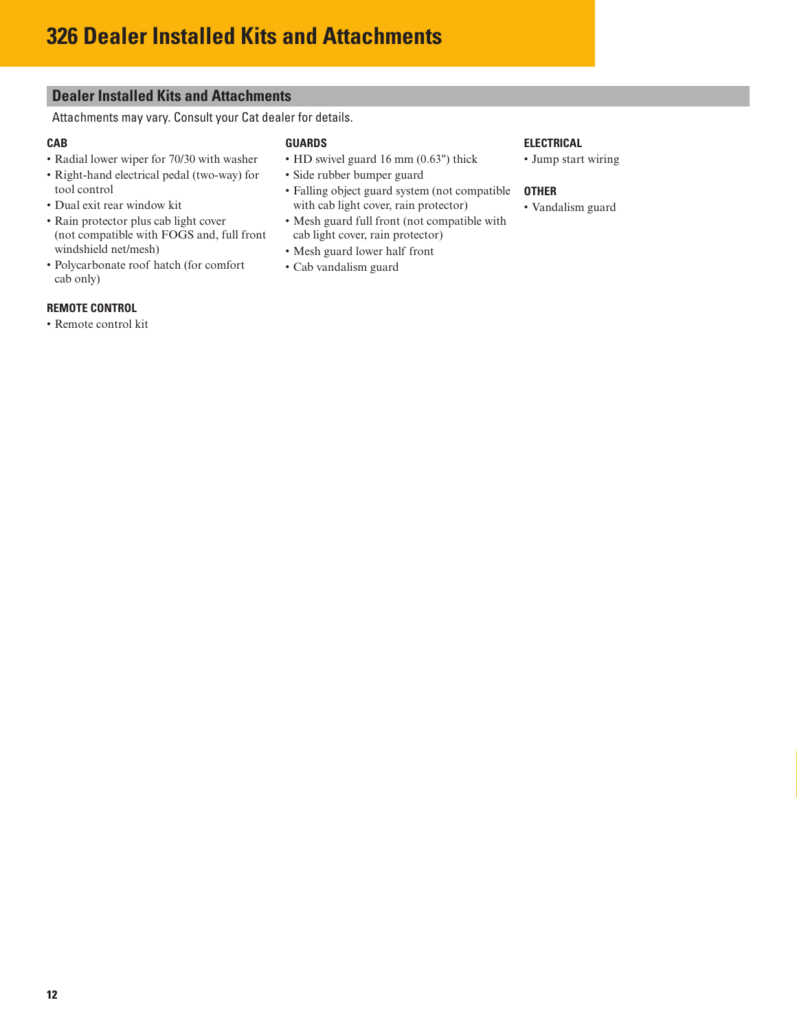# 326 Dealer Installed Kits and Attachments

## Dealer Installed Kits and Attachments

Attachments may vary. Consult your Cat dealer for details.

### CAB

- Radial lower wiper for 70/30 with washer
- Right-hand electrical pedal (two-way) for tool control
- Dual exit rear window kit
- Rain protector plus cab light cover (not compatible with FOGS and, full front windshield net/mesh)
- Polycarbonate roof hatch (for comfort cab only)

### REMOTE CONTROL

- Remote control kit

### GUARDS

- HD swivel guard 16 mm (0.63") thick
- Side rubber bumper guard
- Falling object guard system (not compatible with cab light cover, rain protector)
- Mesh guard full front (not compatible with cab light cover, rain protector)
- Mesh guard lower half front
- Cab vandalism guard

### ELECTRICAL

- Jump start wiring

### OTHER

- Vandalism guard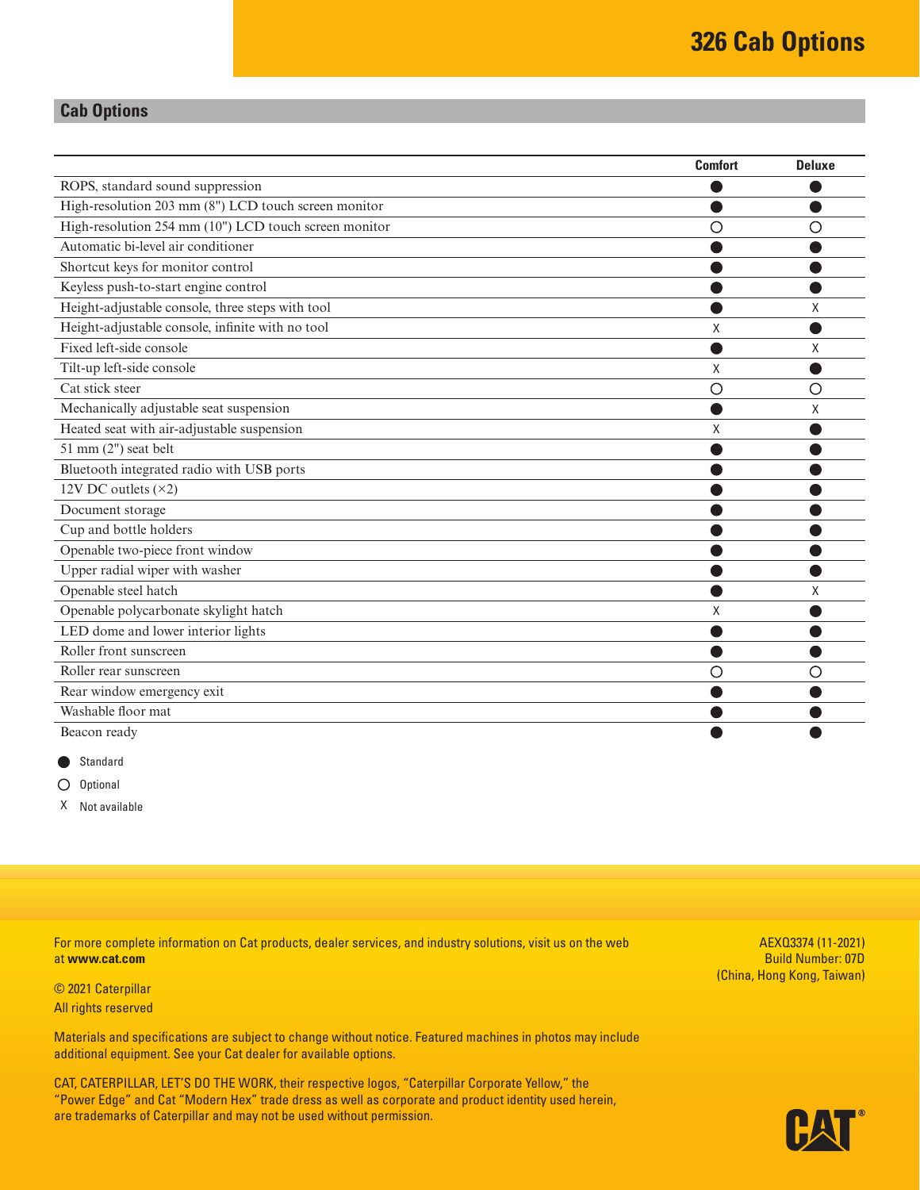# 326 Cab Options

## Cab Options

| | Comfort | Deluxe |
|---|---|---|
| ROPS, standard sound suppression | ● | ● |
| High-resolution 203 mm (8") LCD touch screen monitor | ● | ● |
| High-resolution 254 mm (10") LCD touch screen monitor | ○ | ○ |
| Automatic bi-level air conditioner | ● | ● |
| Shortcut keys for monitor control | ● | ● |
| Keyless push-to-start engine control | ● | ● |
| Height-adjustable console, three steps with tool | ● | X |
| Height-adjustable console, infinite with no tool | X | ● |
| Fixed left-side console | ● | X |
| Tilt-up left-side console | X | ● |
| Cat stick steer | ○ | ○ |
| Mechanically adjustable seat suspension | ● | X |
| Heated seat with air-adjustable suspension | X | ● |
| 51 mm (2") seat belt | ● | ● |
| Bluetooth integrated radio with USB ports | ● | ● |
| 12V DC outlets (×2) | ● | ● |
| Document storage | ● | ● |
| Cup and bottle holders | ● | ● |
| Openable two-piece front window | ● | ● |
| Upper radial wiper with washer | ● | ● |
| Openable steel hatch | ● | X |
| Openable polycarbonate skylight hatch | X | ● |
| LED dome and lower interior lights | ● | ● |
| Roller front sunscreen | ● | ● |
| Roller rear sunscreen | ○ | ○ |
| Rear window emergency exit | ● | ● |
| Washable floor mat | ● | ● |
| Beacon ready | ● | ● |

● Standard

○ Optional

X Not available

For more complete information on Cat products, dealer services, and industry solutions, visit us on the web at **www.cat.com**

© 2021 Caterpillar
All rights reserved

Materials and specifications are subject to change without notice. Featured machines in photos may include additional equipment. See your Cat dealer for available options.

CAT, CATERPILLAR, LET'S DO THE WORK, their respective logos, "Caterpillar Corporate Yellow," the "Power Edge" and Cat "Modern Hex" trade dress as well as corporate and product identity used herein, are trademarks of Caterpillar and may not be used without permission.

AEXQ3374 (11-2021)
Build Number: 07D
(China, Hong Kong, Taiwan)

CAT®